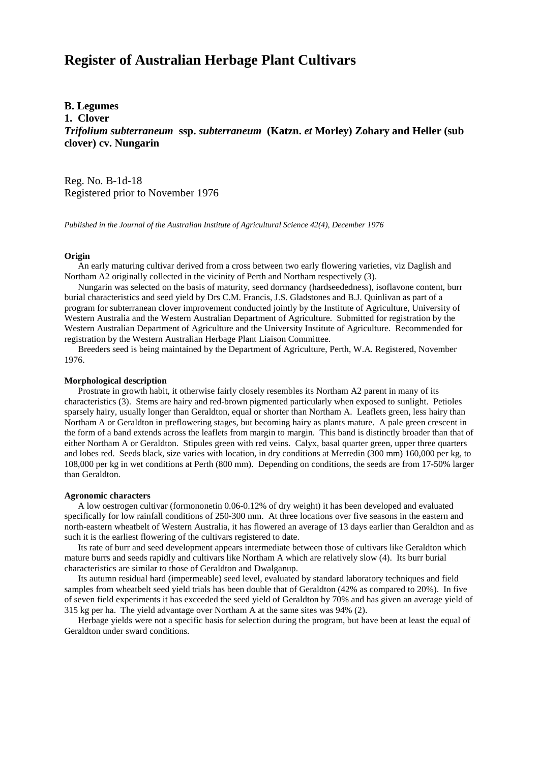# Register of Australian Herbage Plant Cultivars

**B. Legumes**
**1. Clover**
***Trifolium subterraneum* ssp. *subterraneum* (Katzn. *et* Morley) Zohary and Heller (sub clover) cv. Nungarin**

Reg. No. B-1d-18
Registered prior to November 1976

*Published in the Journal of the Australian Institute of Agricultural Science 42(4), December 1976*

### Origin

An early maturing cultivar derived from a cross between two early flowering varieties, viz Daglish and Northam A2 originally collected in the vicinity of Perth and Northam respectively (3).

Nungarin was selected on the basis of maturity, seed dormancy (hardseededness), isoflavone content, burr burial characteristics and seed yield by Drs C.M. Francis, J.S. Gladstones and B.J. Quinlivan as part of a program for subterranean clover improvement conducted jointly by the Institute of Agriculture, University of Western Australia and the Western Australian Department of Agriculture. Submitted for registration by the Western Australian Department of Agriculture and the University Institute of Agriculture. Recommended for registration by the Western Australian Herbage Plant Liaison Committee.

Breeders seed is being maintained by the Department of Agriculture, Perth, W.A. Registered, November 1976.

### Morphological description

Prostrate in growth habit, it otherwise fairly closely resembles its Northam A2 parent in many of its characteristics (3). Stems are hairy and red-brown pigmented particularly when exposed to sunlight. Petioles sparsely hairy, usually longer than Geraldton, equal or shorter than Northam A. Leaflets green, less hairy than Northam A or Geraldton in preflowering stages, but becoming hairy as plants mature. A pale green crescent in the form of a band extends across the leaflets from margin to margin. This band is distinctly broader than that of either Northam A or Geraldton. Stipules green with red veins. Calyx, basal quarter green, upper three quarters and lobes red. Seeds black, size varies with location, in dry conditions at Merredin (300 mm) 160,000 per kg, to 108,000 per kg in wet conditions at Perth (800 mm). Depending on conditions, the seeds are from 17-50% larger than Geraldton.

### Agronomic characters

A low oestrogen cultivar (formononetin 0.06-0.12% of dry weight) it has been developed and evaluated specifically for low rainfall conditions of 250-300 mm. At three locations over five seasons in the eastern and north-eastern wheatbelt of Western Australia, it has flowered an average of 13 days earlier than Geraldton and as such it is the earliest flowering of the cultivars registered to date.

Its rate of burr and seed development appears intermediate between those of cultivars like Geraldton which mature burrs and seeds rapidly and cultivars like Northam A which are relatively slow (4). Its burr burial characteristics are similar to those of Geraldton and Dwalganup.

Its autumn residual hard (impermeable) seed level, evaluated by standard laboratory techniques and field samples from wheatbelt seed yield trials has been double that of Geraldton (42% as compared to 20%). In five of seven field experiments it has exceeded the seed yield of Geraldton by 70% and has given an average yield of 315 kg per ha. The yield advantage over Northam A at the same sites was 94% (2).

Herbage yields were not a specific basis for selection during the program, but have been at least the equal of Geraldton under sward conditions.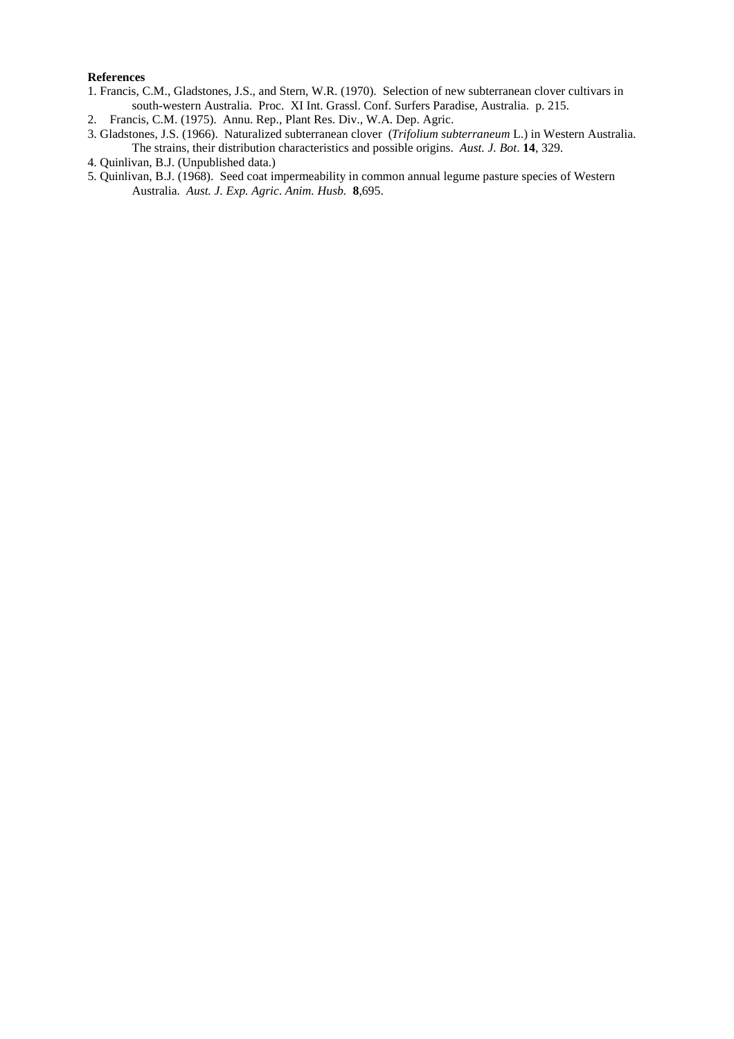**References**

1. Francis, C.M., Gladstones, J.S., and Stern, W.R. (1970). Selection of new subterranean clover cultivars in south-western Australia. Proc. XI Int. Grassl. Conf. Surfers Paradise, Australia. p. 215.
2. Francis, C.M. (1975). Annu. Rep., Plant Res. Div., W.A. Dep. Agric.
3. Gladstones, J.S. (1966). Naturalized subterranean clover (*Trifolium subterraneum* L.) in Western Australia. The strains, their distribution characteristics and possible origins. *Aust. J. Bot*. **14**, 329.
4. Quinlivan, B.J. (Unpublished data.)
5. Quinlivan, B.J. (1968). Seed coat impermeability in common annual legume pasture species of Western Australia. *Aust. J. Exp. Agric. Anim. Husb.* **8**,695.